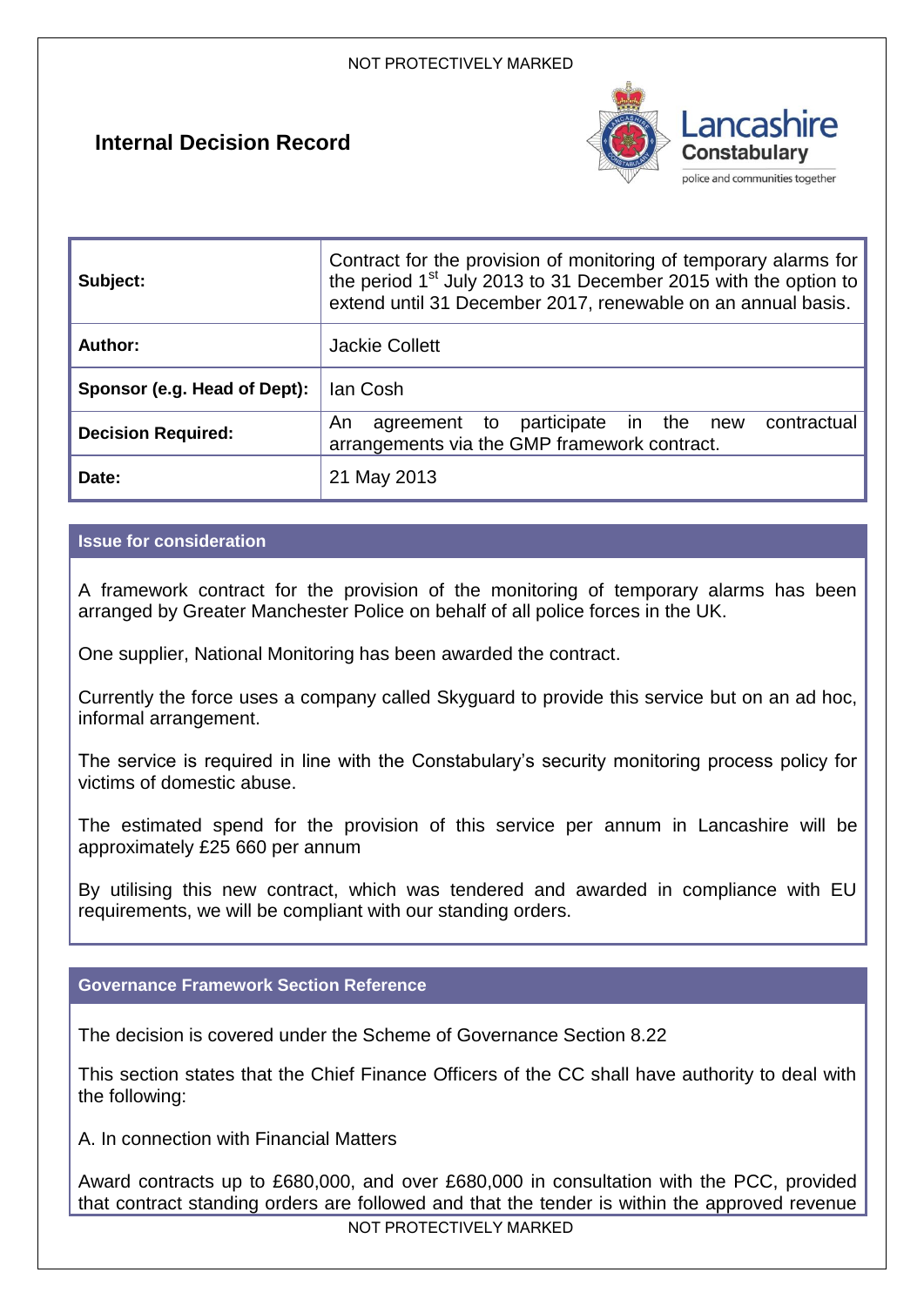# Internal Decision Record

| | |
|---|---|
| **Subject:** | Contract for the provision of monitoring of temporary alarms for the period 1st July 2013 to 31 December 2015 with the option to extend until 31 December 2017, renewable on an annual basis. |
| **Author:** | Jackie Collett |
| **Sponsor (e.g. Head of Dept):** | Ian Cosh |
| **Decision Required:** | An agreement to participate in the new contractual arrangements via the GMP framework contract. |
| **Date:** | 21 May 2013 |

## Issue for consideration

A framework contract for the provision of the monitoring of temporary alarms has been arranged by Greater Manchester Police on behalf of all police forces in the UK.

One supplier, National Monitoring has been awarded the contract.

Currently the force uses a company called Skyguard to provide this service but on an ad hoc, informal arrangement.

The service is required in line with the Constabulary's security monitoring process policy for victims of domestic abuse.

The estimated spend for the provision of this service per annum in Lancashire will be approximately £25 660 per annum

By utilising this new contract, which was tendered and awarded in compliance with EU requirements, we will be compliant with our standing orders.

## Governance Framework Section Reference

The decision is covered under the Scheme of Governance Section 8.22

This section states that the Chief Finance Officers of the CC shall have authority to deal with the following:

A. In connection with Financial Matters

Award contracts up to £680,000, and over £680,000 in consultation with the PCC, provided that contract standing orders are followed and that the tender is within the approved revenue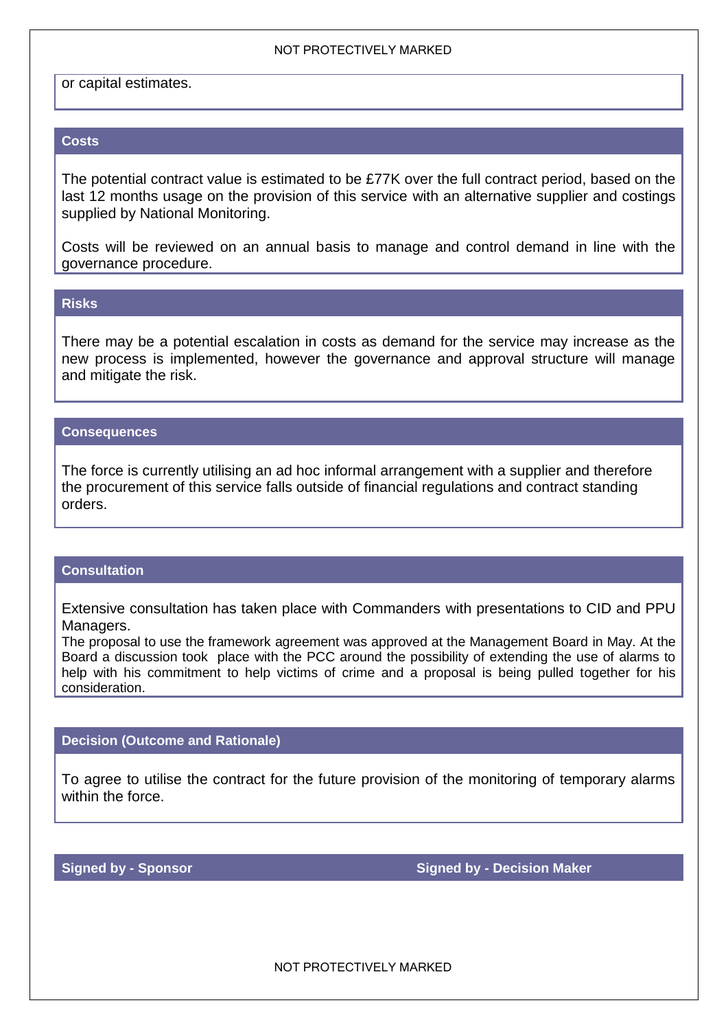or capital estimates.

## Costs

The potential contract value is estimated to be £77K over the full contract period, based on the last 12 months usage on the provision of this service with an alternative supplier and costings supplied by National Monitoring.

Costs will be reviewed on an annual basis to manage and control demand in line with the governance procedure.

## Risks

There may be a potential escalation in costs as demand for the service may increase as the new process is implemented, however the governance and approval structure will manage and mitigate the risk.

## Consequences

The force is currently utilising an ad hoc informal arrangement with a supplier and therefore the procurement of this service falls outside of financial regulations and contract standing orders.

## Consultation

Extensive consultation has taken place with Commanders with presentations to CID and PPU Managers.

The proposal to use the framework agreement was approved at the Management Board in May. At the Board a discussion took place with the PCC around the possibility of extending the use of alarms to help with his commitment to help victims of crime and a proposal is being pulled together for his consideration.

## Decision (Outcome and Rationale)

To agree to utilise the contract for the future provision of the monitoring of temporary alarms within the force.

| Signed by - Sponsor | Signed by - Decision Maker |
|---|---|
| | |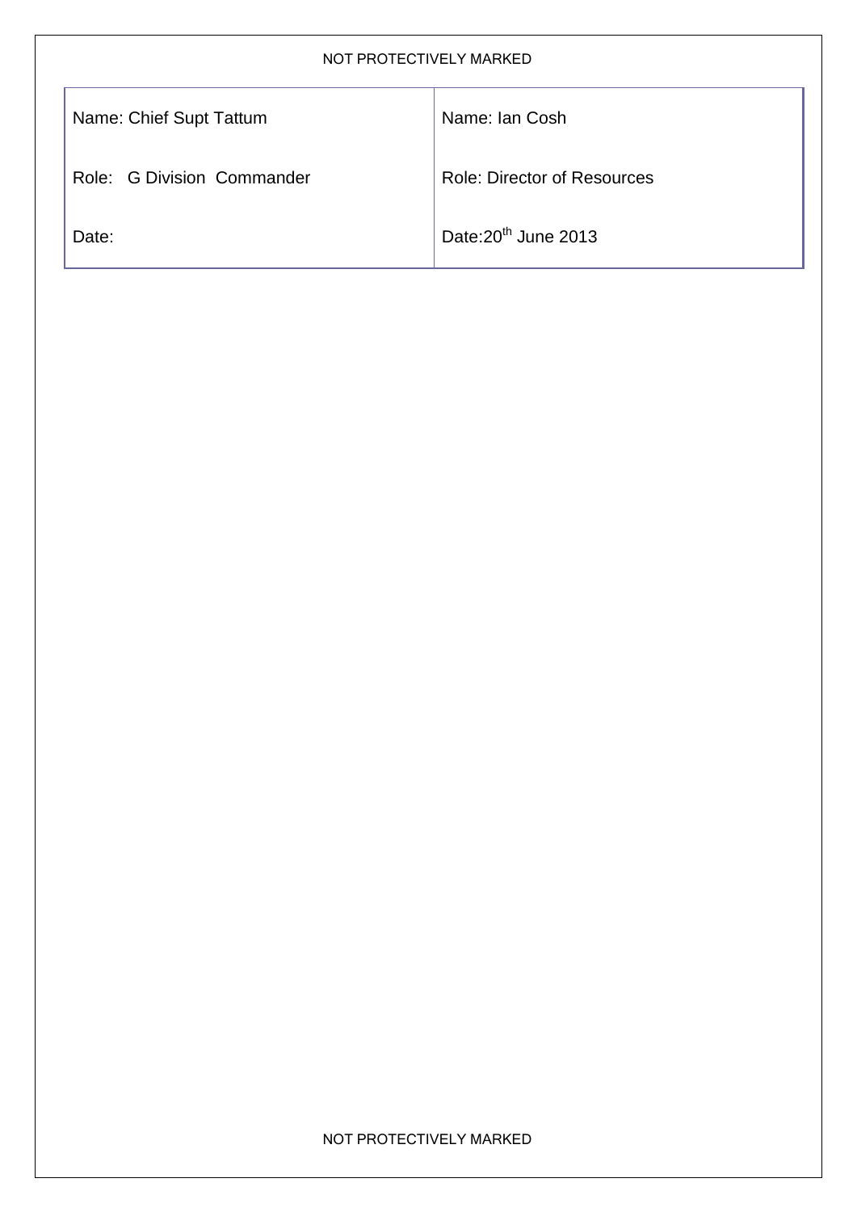| | |
|---|---|
| Name: Chief Supt Tattum | Name: Ian Cosh |
| Role: G Division Commander | Role: Director of Resources |
| Date: | Date:20th June 2013 |